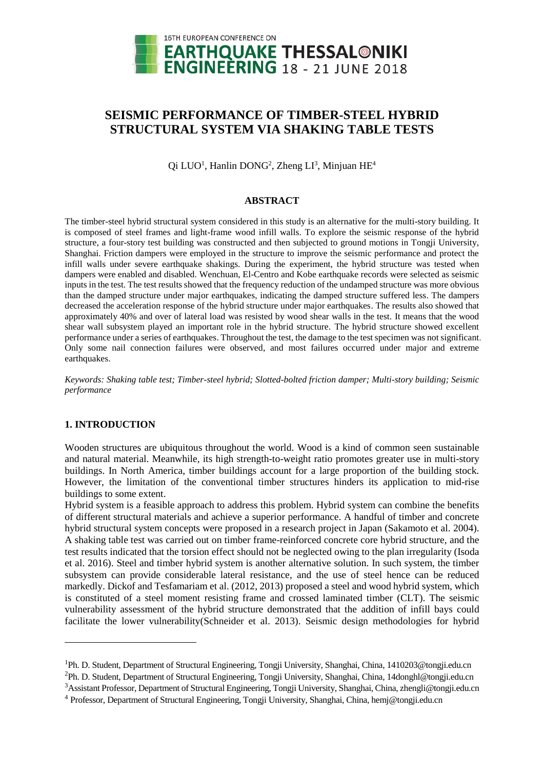# SEISMIC PERFORMANCE OF TIMBER-STEEL HYBRID STRUCTURAL SYSTEM VIA SHAKING TABLE TESTS

Qi LUO[1], Hanlin DONG[2], Zheng LI[3], Minjuan HE[4]

## ABSTRACT

The timber-steel hybrid structural system considered in this study is an alternative for the multi-story building. It is composed of steel frames and light-frame wood infill walls. To explore the seismic response of the hybrid structure, a four-story test building was constructed and then subjected to ground motions in Tongji University, Shanghai. Friction dampers were employed in the structure to improve the seismic performance and protect the infill walls under severe earthquake shakings. During the experiment, the hybrid structure was tested when dampers were enabled and disabled. Wenchuan, El-Centro and Kobe earthquake records were selected as seismic inputs in the test. The test results showed that the frequency reduction of the undamped structure was more obvious than the damped structure under major earthquakes, indicating the damped structure suffered less. The dampers decreased the acceleration response of the hybrid structure under major earthquakes. The results also showed that approximately 40% and over of lateral load was resisted by wood shear walls in the test. It means that the wood shear wall subsystem played an important role in the hybrid structure. The hybrid structure showed excellent performance under a series of earthquakes. Throughout the test, the damage to the test specimen was not significant. Only some nail connection failures were observed, and most failures occurred under major and extreme earthquakes.

*Keywords: Shaking table test; Timber-steel hybrid; Slotted-bolted friction damper; Multi-story building; Seismic performance*

## 1. INTRODUCTION

Wooden structures are ubiquitous throughout the world. Wood is a kind of common seen sustainable and natural material. Meanwhile, its high strength-to-weight ratio promotes greater use in multi-story buildings. In North America, timber buildings account for a large proportion of the building stock. However, the limitation of the conventional timber structures hinders its application to mid-rise buildings to some extent.

Hybrid system is a feasible approach to address this problem. Hybrid system can combine the benefits of different structural materials and achieve a superior performance. A handful of timber and concrete hybrid structural system concepts were proposed in a research project in Japan (Sakamoto et al. 2004). A shaking table test was carried out on timber frame-reinforced concrete core hybrid structure, and the test results indicated that the torsion effect should not be neglected owing to the plan irregularity (Isoda et al. 2016). Steel and timber hybrid system is another alternative solution. In such system, the timber subsystem can provide considerable lateral resistance, and the use of steel hence can be reduced markedly. Dickof and Tesfamariam et al. (2012, 2013) proposed a steel and wood hybrid system, which is constituted of a steel moment resisting frame and crossed laminated timber (CLT). The seismic vulnerability assessment of the hybrid structure demonstrated that the addition of infill bays could facilitate the lower vulnerability(Schneider et al. 2013). Seismic design methodologies for hybrid

---

[1]Ph. D. Student, Department of Structural Engineering, Tongji University, Shanghai, China, 1410203@tongji.edu.cn

[2]Ph. D. Student, Department of Structural Engineering, Tongji University, Shanghai, China, 14donghl@tongji.edu.cn

[3]Assistant Professor, Department of Structural Engineering, Tongji University, Shanghai, China, zhengli@tongji.edu.cn

[4] Professor, Department of Structural Engineering, Tongji University, Shanghai, China, hemj@tongji.edu.cn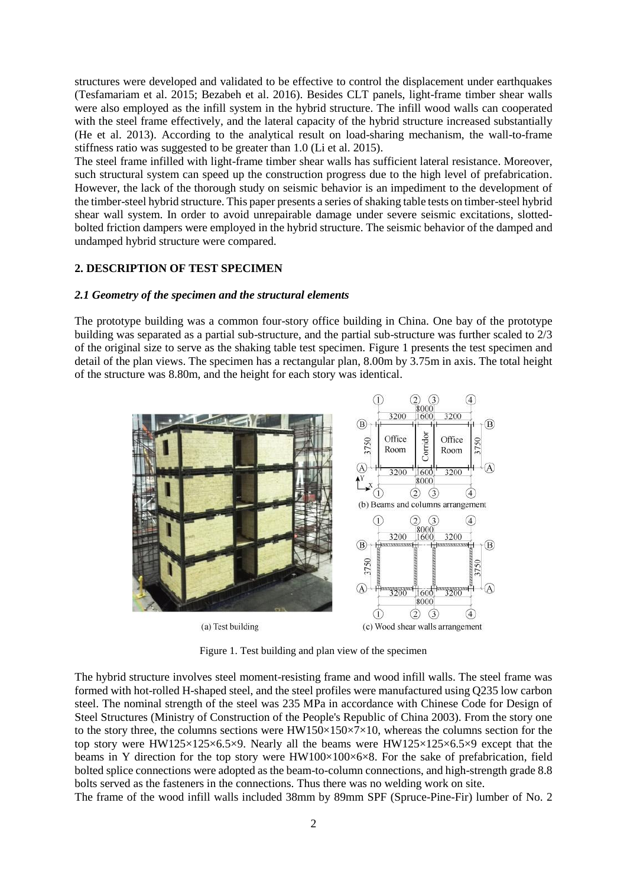structures were developed and validated to be effective to control the displacement under earthquakes (Tesfamariam et al. 2015; Bezabeh et al. 2016). Besides CLT panels, light-frame timber shear walls were also employed as the infill system in the hybrid structure. The infill wood walls can cooperated with the steel frame effectively, and the lateral capacity of the hybrid structure increased substantially (He et al. 2013). According to the analytical result on load-sharing mechanism, the wall-to-frame stiffness ratio was suggested to be greater than 1.0 (Li et al. 2015).

The steel frame infilled with light-frame timber shear walls has sufficient lateral resistance. Moreover, such structural system can speed up the construction progress due to the high level of prefabrication. However, the lack of the thorough study on seismic behavior is an impediment to the development of the timber-steel hybrid structure. This paper presents a series of shaking table tests on timber-steel hybrid shear wall system. In order to avoid unrepairable damage under severe seismic excitations, slotted-bolted friction dampers were employed in the hybrid structure. The seismic behavior of the damped and undamped hybrid structure were compared.

## 2. DESCRIPTION OF TEST SPECIMEN

### *2.1 Geometry of the specimen and the structural elements*

The prototype building was a common four-story office building in China. One bay of the prototype building was separated as a partial sub-structure, and the partial sub-structure was further scaled to 2/3 of the original size to serve as the shaking table test specimen. Figure 1 presents the test specimen and detail of the plan views. The specimen has a rectangular plan, 8.00m by 3.75m in axis. The total height of the structure was 8.80m, and the height for each story was identical.

(a) Test building

(b) Beams and columns arrangement

(c) Wood shear walls arrangement

Figure 1. Test building and plan view of the specimen

The hybrid structure involves steel moment-resisting frame and wood infill walls. The steel frame was formed with hot-rolled H-shaped steel, and the steel profiles were manufactured using Q235 low carbon steel. The nominal strength of the steel was 235 MPa in accordance with Chinese Code for Design of Steel Structures (Ministry of Construction of the People's Republic of China 2003). From the story one to the story three, the columns sections were HW150×150×7×10, whereas the columns section for the top story were HW125×125×6.5×9. Nearly all the beams were HW125×125×6.5×9 except that the beams in Y direction for the top story were HW100×100×6×8. For the sake of prefabrication, field bolted splice connections were adopted as the beam-to-column connections, and high-strength grade 8.8 bolts served as the fasteners in the connections. Thus there was no welding work on site.

The frame of the wood infill walls included 38mm by 89mm SPF (Spruce-Pine-Fir) lumber of No. 2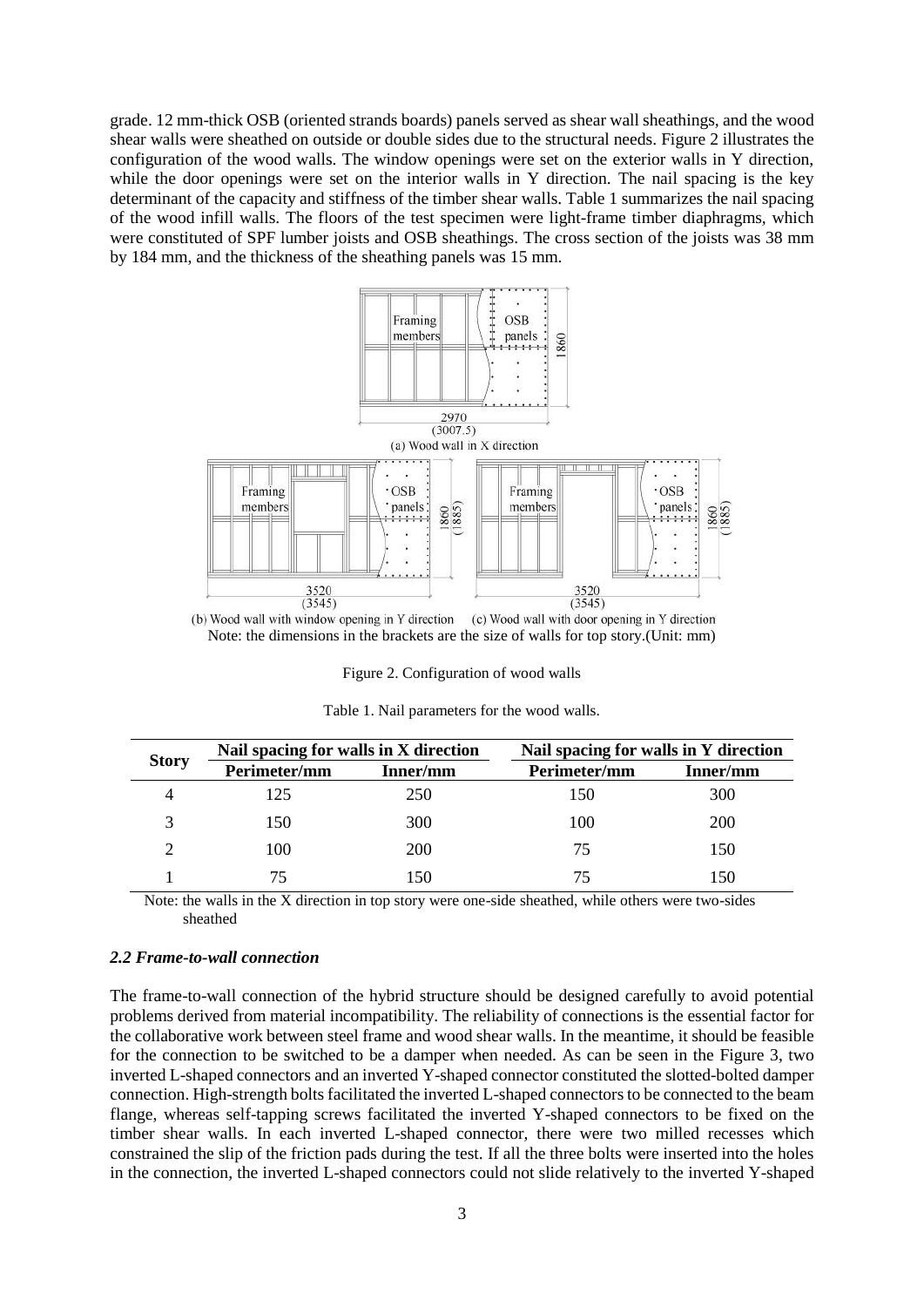grade. 12 mm-thick OSB (oriented strands boards) panels served as shear wall sheathings, and the wood shear walls were sheathed on outside or double sides due to the structural needs. Figure 2 illustrates the configuration of the wood walls. The window openings were set on the exterior walls in Y direction, while the door openings were set on the interior walls in Y direction. The nail spacing is the key determinant of the capacity and stiffness of the timber shear walls. Table 1 summarizes the nail spacing of the wood infill walls. The floors of the test specimen were light-frame timber diaphragms, which were constituted of SPF lumber joists and OSB sheathings. The cross section of the joists was 38 mm by 184 mm, and the thickness of the sheathing panels was 15 mm.

(a) Wood wall in X direction

(b) Wood wall with window opening in Y direction (c) Wood wall with door opening in Y direction

Note: the dimensions in the brackets are the size of walls for top story.(Unit: mm)

Figure 2. Configuration of wood walls

Table 1. Nail parameters for the wood walls.

| Story | Nail spacing for walls in X direction | | Nail spacing for walls in Y direction | |
|---|---|---|---|---|
| | Perimeter/mm | Inner/mm | Perimeter/mm | Inner/mm |
| 4 | 125 | 250 | 150 | 300 |
| 3 | 150 | 300 | 100 | 200 |
| 2 | 100 | 200 | 75 | 150 |
| 1 | 75 | 150 | 75 | 150 |

Note: the walls in the X direction in top story were one-side sheathed, while others were two-sides sheathed

### *2.2 Frame-to-wall connection*

The frame-to-wall connection of the hybrid structure should be designed carefully to avoid potential problems derived from material incompatibility. The reliability of connections is the essential factor for the collaborative work between steel frame and wood shear walls. In the meantime, it should be feasible for the connection to be switched to be a damper when needed. As can be seen in the Figure 3, two inverted L-shaped connectors and an inverted Y-shaped connector constituted the slotted-bolted damper connection. High-strength bolts facilitated the inverted L-shaped connectors to be connected to the beam flange, whereas self-tapping screws facilitated the inverted Y-shaped connectors to be fixed on the timber shear walls. In each inverted L-shaped connector, there were two milled recesses which constrained the slip of the friction pads during the test. If all the three bolts were inserted into the holes in the connection, the inverted L-shaped connectors could not slide relatively to the inverted Y-shaped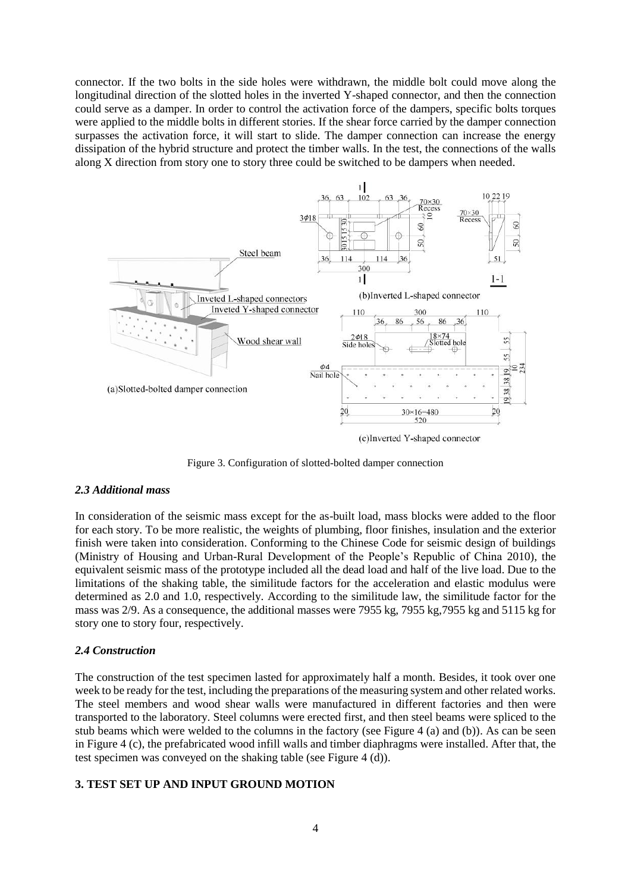connector. If the two bolts in the side holes were withdrawn, the middle bolt could move along the longitudinal direction of the slotted holes in the inverted Y-shaped connector, and then the connection could serve as a damper. In order to control the activation force of the dampers, specific bolts torques were applied to the middle bolts in different stories. If the shear force carried by the damper connection surpasses the activation force, it will start to slide. The damper connection can increase the energy dissipation of the hybrid structure and protect the timber walls. In the test, the connections of the walls along X direction from story one to story three could be switched to be dampers when needed.

Figure 3. Configuration of slotted-bolted damper connection

### *2.3 Additional mass*

In consideration of the seismic mass except for the as-built load, mass blocks were added to the floor for each story. To be more realistic, the weights of plumbing, floor finishes, insulation and the exterior finish were taken into consideration. Conforming to the Chinese Code for seismic design of buildings (Ministry of Housing and Urban-Rural Development of the People's Republic of China 2010), the equivalent seismic mass of the prototype included all the dead load and half of the live load. Due to the limitations of the shaking table, the similitude factors for the acceleration and elastic modulus were determined as 2.0 and 1.0, respectively. According to the similitude law, the similitude factor for the mass was 2/9. As a consequence, the additional masses were 7955 kg, 7955 kg,7955 kg and 5115 kg for story one to story four, respectively.

### *2.4 Construction*

The construction of the test specimen lasted for approximately half a month. Besides, it took over one week to be ready for the test, including the preparations of the measuring system and other related works. The steel members and wood shear walls were manufactured in different factories and then were transported to the laboratory. Steel columns were erected first, and then steel beams were spliced to the stub beams which were welded to the columns in the factory (see Figure 4 (a) and (b)). As can be seen in Figure 4 (c), the prefabricated wood infill walls and timber diaphragms were installed. After that, the test specimen was conveyed on the shaking table (see Figure 4 (d)).

## **3. TEST SET UP AND INPUT GROUND MOTION**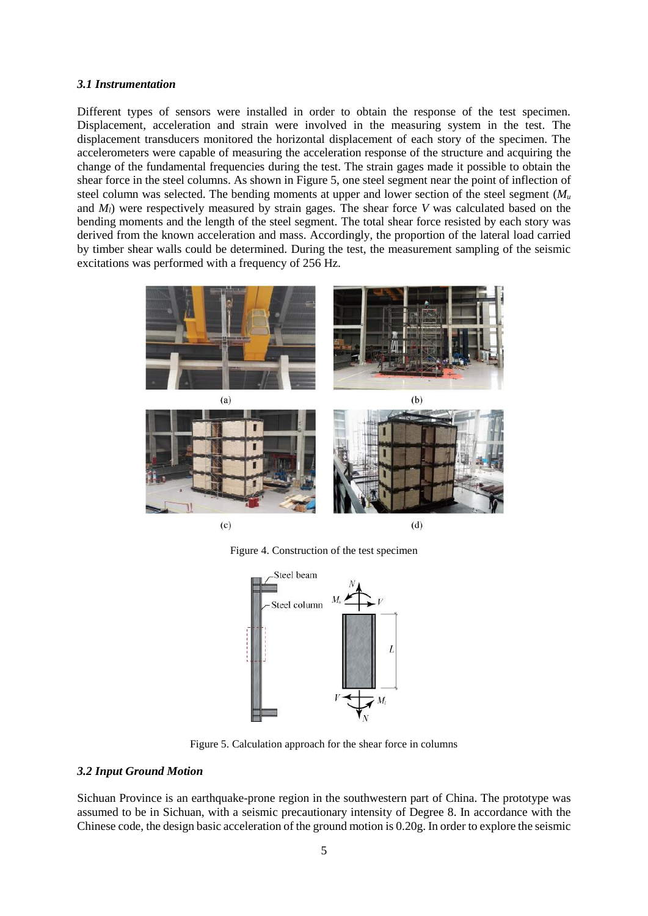### *3.1 Instrumentation*

Different types of sensors were installed in order to obtain the response of the test specimen. Displacement, acceleration and strain were involved in the measuring system in the test. The displacement transducers monitored the horizontal displacement of each story of the specimen. The accelerometers were capable of measuring the acceleration response of the structure and acquiring the change of the fundamental frequencies during the test. The strain gages made it possible to obtain the shear force in the steel columns. As shown in Figure 5, one steel segment near the point of inflection of steel column was selected. The bending moments at upper and lower section of the steel segment ($M_u$ and $M_l$) were respectively measured by strain gages. The shear force $V$ was calculated based on the bending moments and the length of the steel segment. The total shear force resisted by each story was derived from the known acceleration and mass. Accordingly, the proportion of the lateral load carried by timber shear walls could be determined. During the test, the measurement sampling of the seismic excitations was performed with a frequency of 256 Hz.

Figure 4. Construction of the test specimen

Figure 5. Calculation approach for the shear force in columns

### *3.2 Input Ground Motion*

Sichuan Province is an earthquake-prone region in the southwestern part of China. The prototype was assumed to be in Sichuan, with a seismic precautionary intensity of Degree 8. In accordance with the Chinese code, the design basic acceleration of the ground motion is 0.20g. In order to explore the seismic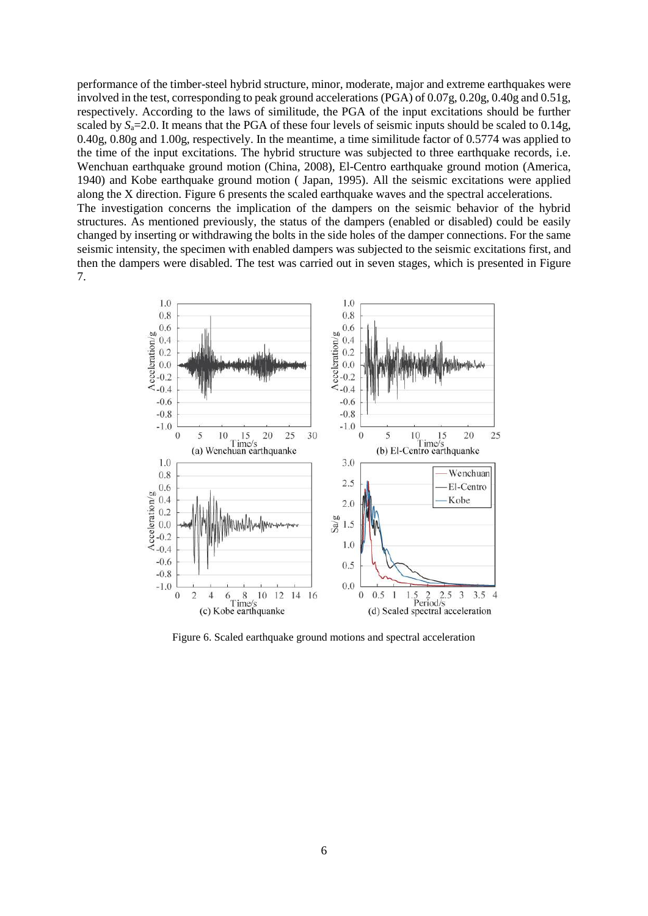performance of the timber-steel hybrid structure, minor, moderate, major and extreme earthquakes were involved in the test, corresponding to peak ground accelerations (PGA) of 0.07g, 0.20g, 0.40g and 0.51g, respectively. According to the laws of similitude, the PGA of the input excitations should be further scaled by $S_a$=2.0. It means that the PGA of these four levels of seismic inputs should be scaled to 0.14g, 0.40g, 0.80g and 1.00g, respectively. In the meantime, a time similitude factor of 0.5774 was applied to the time of the input excitations. The hybrid structure was subjected to three earthquake records, i.e. Wenchuan earthquake ground motion (China, 2008), El-Centro earthquake ground motion (America, 1940) and Kobe earthquake ground motion ( Japan, 1995). All the seismic excitations were applied along the X direction. Figure 6 presents the scaled earthquake waves and the spectral accelerations.

The investigation concerns the implication of the dampers on the seismic behavior of the hybrid structures. As mentioned previously, the status of the dampers (enabled or disabled) could be easily changed by inserting or withdrawing the bolts in the side holes of the damper connections. For the same seismic intensity, the specimen with enabled dampers was subjected to the seismic excitations first, and then the dampers were disabled. The test was carried out in seven stages, which is presented in Figure 7.

Figure 6. Scaled earthquake ground motions and spectral acceleration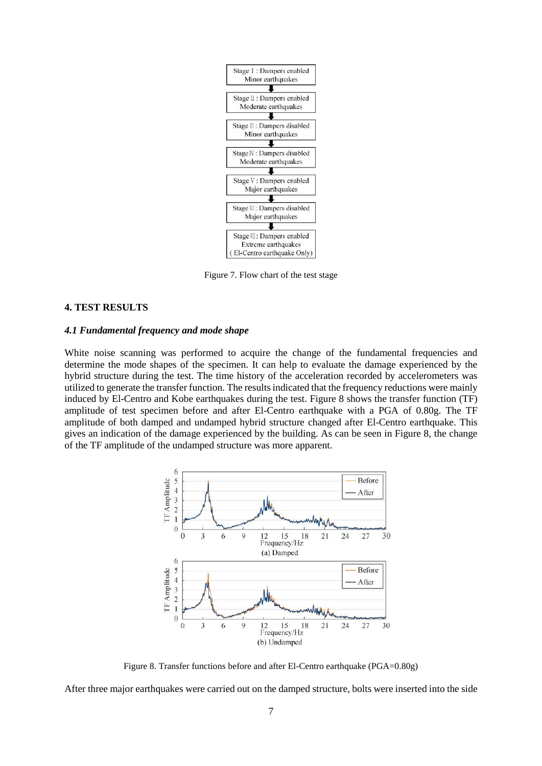Figure 7. Flow chart of the test stage

## 4. TEST RESULTS

### *4.1 Fundamental frequency and mode shape*

White noise scanning was performed to acquire the change of the fundamental frequencies and determine the mode shapes of the specimen. It can help to evaluate the damage experienced by the hybrid structure during the test. The time history of the acceleration recorded by accelerometers was utilized to generate the transfer function. The results indicated that the frequency reductions were mainly induced by El-Centro and Kobe earthquakes during the test. Figure 8 shows the transfer function (TF) amplitude of test specimen before and after El-Centro earthquake with a PGA of 0.80g. The TF amplitude of both damped and undamped hybrid structure changed after El-Centro earthquake. This gives an indication of the damage experienced by the building. As can be seen in Figure 8, the change of the TF amplitude of the undamped structure was more apparent.

Figure 8. Transfer functions before and after El-Centro earthquake (PGA=0.80g)

After three major earthquakes were carried out on the damped structure, bolts were inserted into the side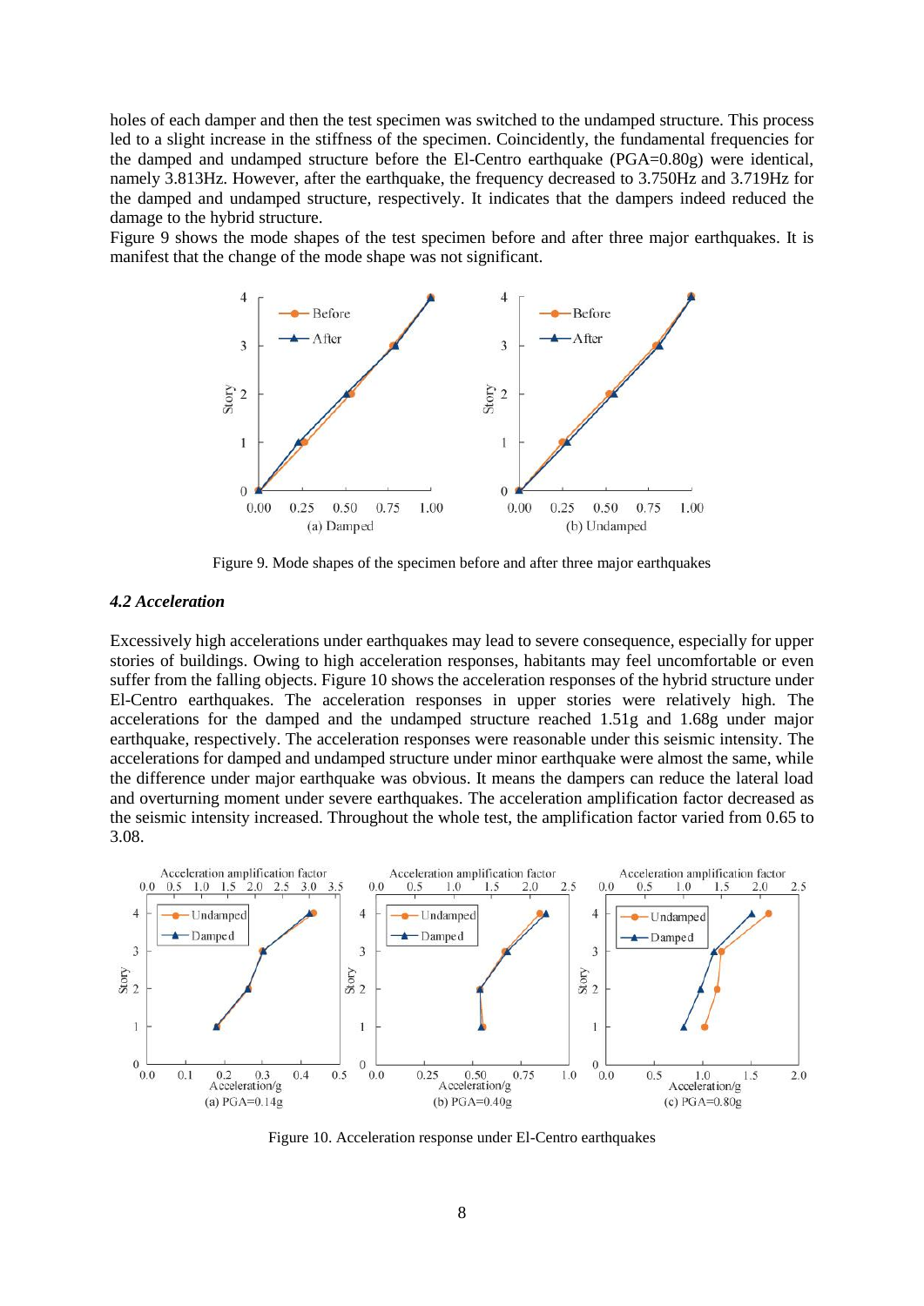holes of each damper and then the test specimen was switched to the undamped structure. This process led to a slight increase in the stiffness of the specimen. Coincidently, the fundamental frequencies for the damped and undamped structure before the El-Centro earthquake (PGA=0.80g) were identical, namely 3.813Hz. However, after the earthquake, the frequency decreased to 3.750Hz and 3.719Hz for the damped and undamped structure, respectively. It indicates that the dampers indeed reduced the damage to the hybrid structure.

Figure 9 shows the mode shapes of the test specimen before and after three major earthquakes. It is manifest that the change of the mode shape was not significant.

Figure 9. Mode shapes of the specimen before and after three major earthquakes

### *4.2 Acceleration*

Excessively high accelerations under earthquakes may lead to severe consequence, especially for upper stories of buildings. Owing to high acceleration responses, habitants may feel uncomfortable or even suffer from the falling objects. Figure 10 shows the acceleration responses of the hybrid structure under El-Centro earthquakes. The acceleration responses in upper stories were relatively high. The accelerations for the damped and the undamped structure reached 1.51g and 1.68g under major earthquake, respectively. The acceleration responses were reasonable under this seismic intensity. The accelerations for damped and undamped structure under minor earthquake were almost the same, while the difference under major earthquake was obvious. It means the dampers can reduce the lateral load and overturning moment under severe earthquakes. The acceleration amplification factor decreased as the seismic intensity increased. Throughout the whole test, the amplification factor varied from 0.65 to 3.08.

Figure 10. Acceleration response under El-Centro earthquakes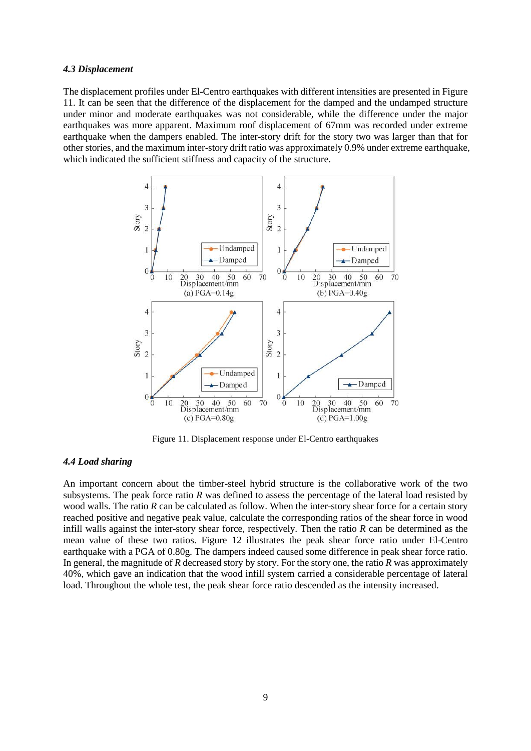#### *4.3 Displacement*

The displacement profiles under El-Centro earthquakes with different intensities are presented in Figure 11. It can be seen that the difference of the displacement for the damped and the undamped structure under minor and moderate earthquakes was not considerable, while the difference under the major earthquakes was more apparent. Maximum roof displacement of 67mm was recorded under extreme earthquake when the dampers enabled. The inter-story drift for the story two was larger than that for other stories, and the maximum inter-story drift ratio was approximately 0.9% under extreme earthquake, which indicated the sufficient stiffness and capacity of the structure.

Figure 11. Displacement response under El-Centro earthquakes

#### *4.4 Load sharing*

An important concern about the timber-steel hybrid structure is the collaborative work of the two subsystems. The peak force ratio $R$ was defined to assess the percentage of the lateral load resisted by wood walls. The ratio $R$ can be calculated as follow. When the inter-story shear force for a certain story reached positive and negative peak value, calculate the corresponding ratios of the shear force in wood infill walls against the inter-story shear force, respectively. Then the ratio $R$ can be determined as the mean value of these two ratios. Figure 12 illustrates the peak shear force ratio under El-Centro earthquake with a PGA of 0.80g. The dampers indeed caused some difference in peak shear force ratio. In general, the magnitude of $R$ decreased story by story. For the story one, the ratio $R$ was approximately 40%, which gave an indication that the wood infill system carried a considerable percentage of lateral load. Throughout the whole test, the peak shear force ratio descended as the intensity increased.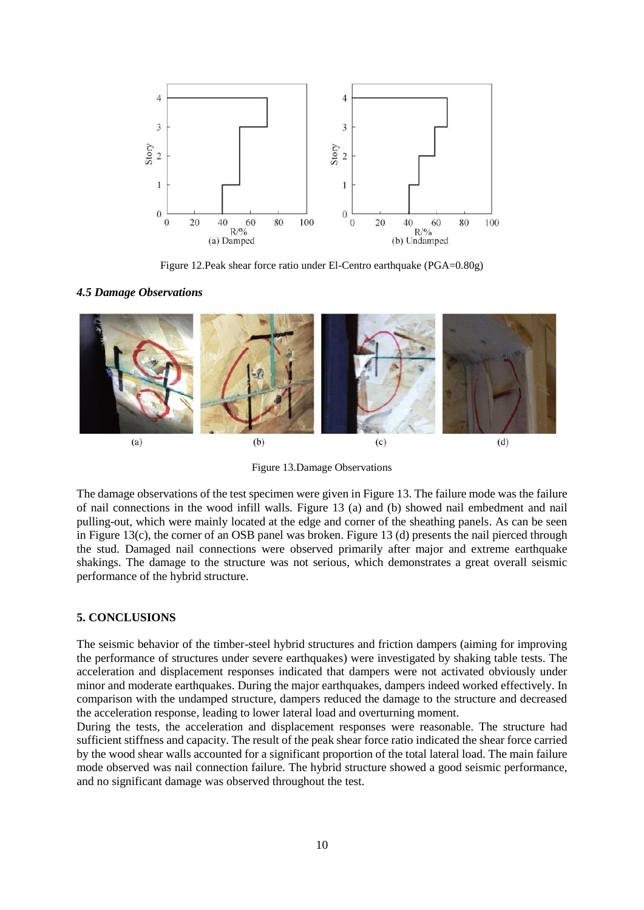Figure 12.Peak shear force ratio under El-Centro earthquake (PGA=0.80g)

### *4.5 Damage Observations*

Figure 13.Damage Observations

The damage observations of the test specimen were given in Figure 13. The failure mode was the failure of nail connections in the wood infill walls. Figure 13 (a) and (b) showed nail embedment and nail pulling-out, which were mainly located at the edge and corner of the sheathing panels. As can be seen in Figure 13(c), the corner of an OSB panel was broken. Figure 13 (d) presents the nail pierced through the stud. Damaged nail connections were observed primarily after major and extreme earthquake shakings. The damage to the structure was not serious, which demonstrates a great overall seismic performance of the hybrid structure.

## 5. CONCLUSIONS

The seismic behavior of the timber-steel hybrid structures and friction dampers (aiming for improving the performance of structures under severe earthquakes) were investigated by shaking table tests. The acceleration and displacement responses indicated that dampers were not activated obviously under minor and moderate earthquakes. During the major earthquakes, dampers indeed worked effectively. In comparison with the undamped structure, dampers reduced the damage to the structure and decreased the acceleration response, leading to lower lateral load and overturning moment.

During the tests, the acceleration and displacement responses were reasonable. The structure had sufficient stiffness and capacity. The result of the peak shear force ratio indicated the shear force carried by the wood shear walls accounted for a significant proportion of the total lateral load. The main failure mode observed was nail connection failure. The hybrid structure showed a good seismic performance, and no significant damage was observed throughout the test.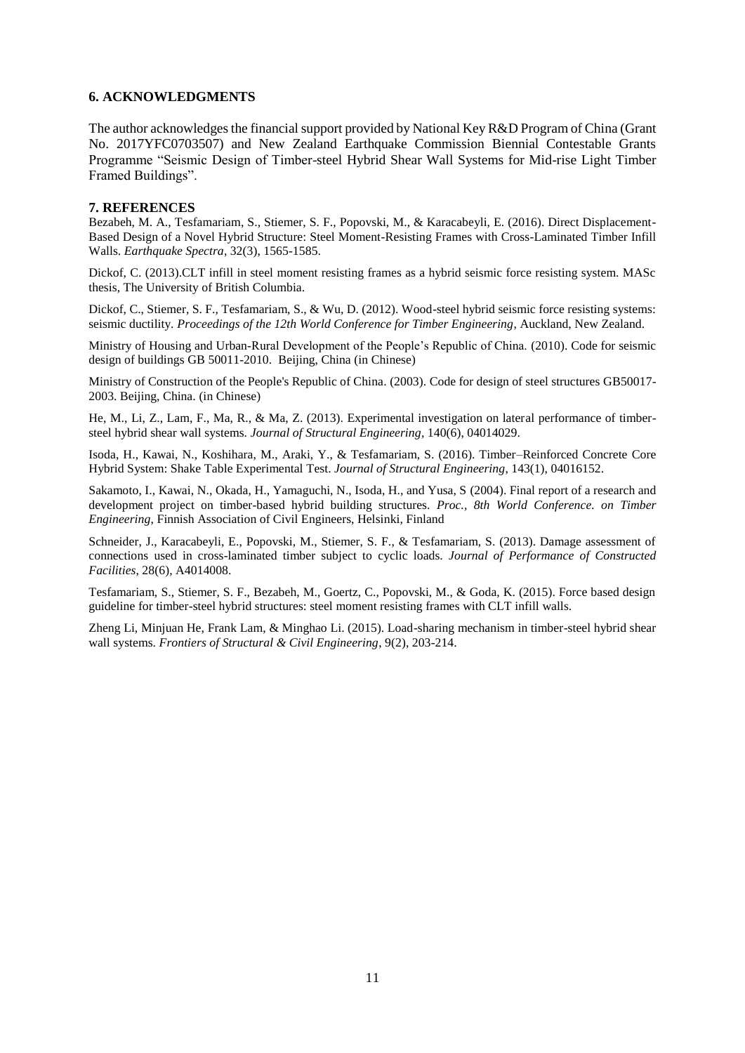## 6. ACKNOWLEDGMENTS

The author acknowledges the financial support provided by National Key R&D Program of China (Grant No. 2017YFC0703507) and New Zealand Earthquake Commission Biennial Contestable Grants Programme "Seismic Design of Timber-steel Hybrid Shear Wall Systems for Mid-rise Light Timber Framed Buildings".

## 7. REFERENCES

Bezabeh, M. A., Tesfamariam, S., Stiemer, S. F., Popovski, M., & Karacabeyli, E. (2016). Direct Displacement-Based Design of a Novel Hybrid Structure: Steel Moment-Resisting Frames with Cross-Laminated Timber Infill Walls. *Earthquake Spectra*, 32(3), 1565-1585.

Dickof, C. (2013).CLT infill in steel moment resisting frames as a hybrid seismic force resisting system. MASc thesis, The University of British Columbia.

Dickof, C., Stiemer, S. F., Tesfamariam, S., & Wu, D. (2012). Wood-steel hybrid seismic force resisting systems: seismic ductility. *Proceedings of the 12th World Conference for Timber Engineering*, Auckland, New Zealand.

Ministry of Housing and Urban-Rural Development of the People's Republic of China. (2010). Code for seismic design of buildings GB 50011-2010. Beijing, China (in Chinese)

Ministry of Construction of the People's Republic of China. (2003). Code for design of steel structures GB50017-2003. Beijing, China. (in Chinese)

He, M., Li, Z., Lam, F., Ma, R., & Ma, Z. (2013). Experimental investigation on lateral performance of timber-steel hybrid shear wall systems. *Journal of Structural Engineering*, 140(6), 04014029.

Isoda, H., Kawai, N., Koshihara, M., Araki, Y., & Tesfamariam, S. (2016). Timber–Reinforced Concrete Core Hybrid System: Shake Table Experimental Test. *Journal of Structural Engineering*, 143(1), 04016152.

Sakamoto, I., Kawai, N., Okada, H., Yamaguchi, N., Isoda, H., and Yusa, S (2004). Final report of a research and development project on timber-based hybrid building structures. *Proc., 8th World Conference. on Timber Engineering*, Finnish Association of Civil Engineers, Helsinki, Finland

Schneider, J., Karacabeyli, E., Popovski, M., Stiemer, S. F., & Tesfamariam, S. (2013). Damage assessment of connections used in cross-laminated timber subject to cyclic loads. *Journal of Performance of Constructed Facilities*, 28(6), A4014008.

Tesfamariam, S., Stiemer, S. F., Bezabeh, M., Goertz, C., Popovski, M., & Goda, K. (2015). Force based design guideline for timber-steel hybrid structures: steel moment resisting frames with CLT infill walls.

Zheng Li, Minjuan He, Frank Lam, & Minghao Li. (2015). Load-sharing mechanism in timber-steel hybrid shear wall systems. *Frontiers of Structural & Civil Engineering*, 9(2), 203-214.